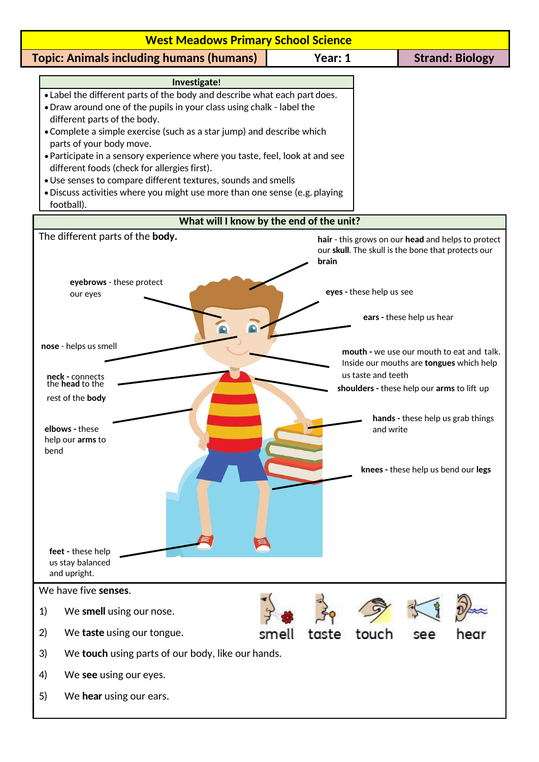# West Meadows Primary School Science

| Topic: Animals including humans (humans) | Year: 1 | Strand: Biology |
|---|---|---|

## Investigate!

- Label the different parts of the body and describe what each part does.
- Draw around one of the pupils in your class using chalk - label the different parts of the body.
- Complete a simple exercise (such as a star jump) and describe which parts of your body move.
- Participate in a sensory experience where you taste, feel, look at and see different foods (check for allergies first).
- Use senses to compare different textures, sounds and smells
- Discuss activities where you might use more than one sense (e.g. playing football).

## What will I know by the end of the unit?

The different parts of the **body.**

**hair** - this grows on our **head** and helps to protect our **skull**. The skull is the bone that protects our **brain**

**eyebrows** - these protect our eyes

**eyes -** these help us see

**ears -** these help us hear

**nose** - helps us smell

**mouth -** we use our mouth to eat and talk. Inside our mouths are **tongues** which help us taste and teeth

**neck -** connects the **head** to the rest of the **body**

**shoulders -** these help our **arms** to lift up

**hands -** these help us grab things and write

**elbows -** these help our **arms** to bend

**knees -** these help us bend our **legs**

**feet -** these help us stay balanced and upright.

We have five **senses**.

1) We **smell** using our nose.
2) We **taste** using our tongue.
3) We **touch** using parts of our body, like our hands.
4) We **see** using our eyes.
5) We **hear** using our ears.

smell taste touch see hear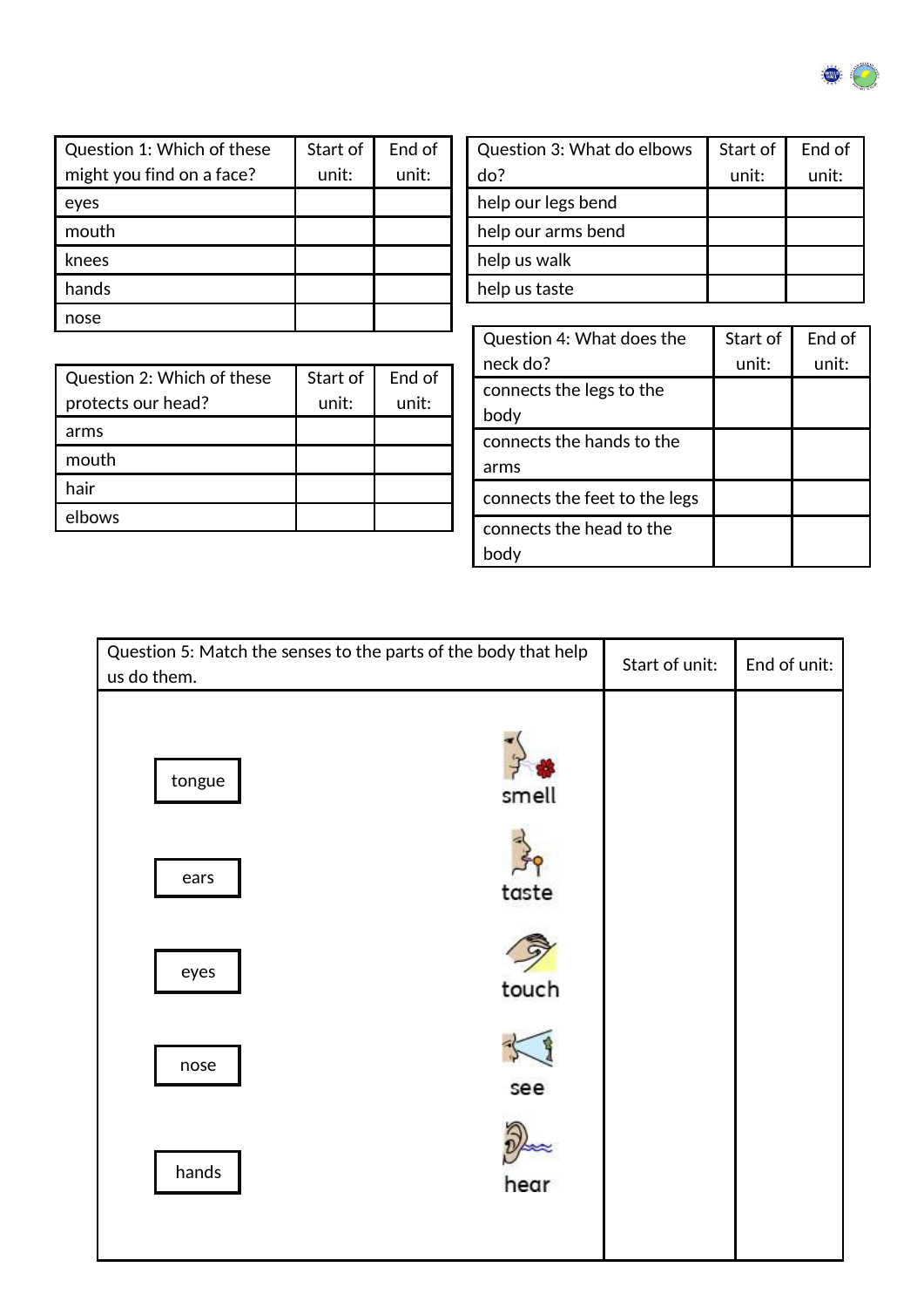| Question 1: Which of these might you find on a face? | Start of unit: | End of unit: |
|---|---|---|
| eyes | | |
| mouth | | |
| knees | | |
| hands | | |
| nose | | |

| Question 2: Which of these protects our head? | Start of unit: | End of unit: |
|---|---|---|
| arms | | |
| mouth | | |
| hair | | |
| elbows | | |

| Question 3: What do elbows do? | Start of unit: | End of unit: |
|---|---|---|
| help our legs bend | | |
| help our arms bend | | |
| help us walk | | |
| help us taste | | |

| Question 4: What does the neck do? | Start of unit: | End of unit: |
|---|---|---|
| connects the legs to the body | | |
| connects the hands to the arms | | |
| connects the feet to the legs | | |
| connects the head to the body | | |

| Question 5: Match the senses to the parts of the body that help us do them. | | Start of unit: | End of unit: |
|---|---|---|---|
| tongue | smell | | |
| ears | taste | | |
| eyes | touch | | |
| nose | see | | |
| hands | hear | | |